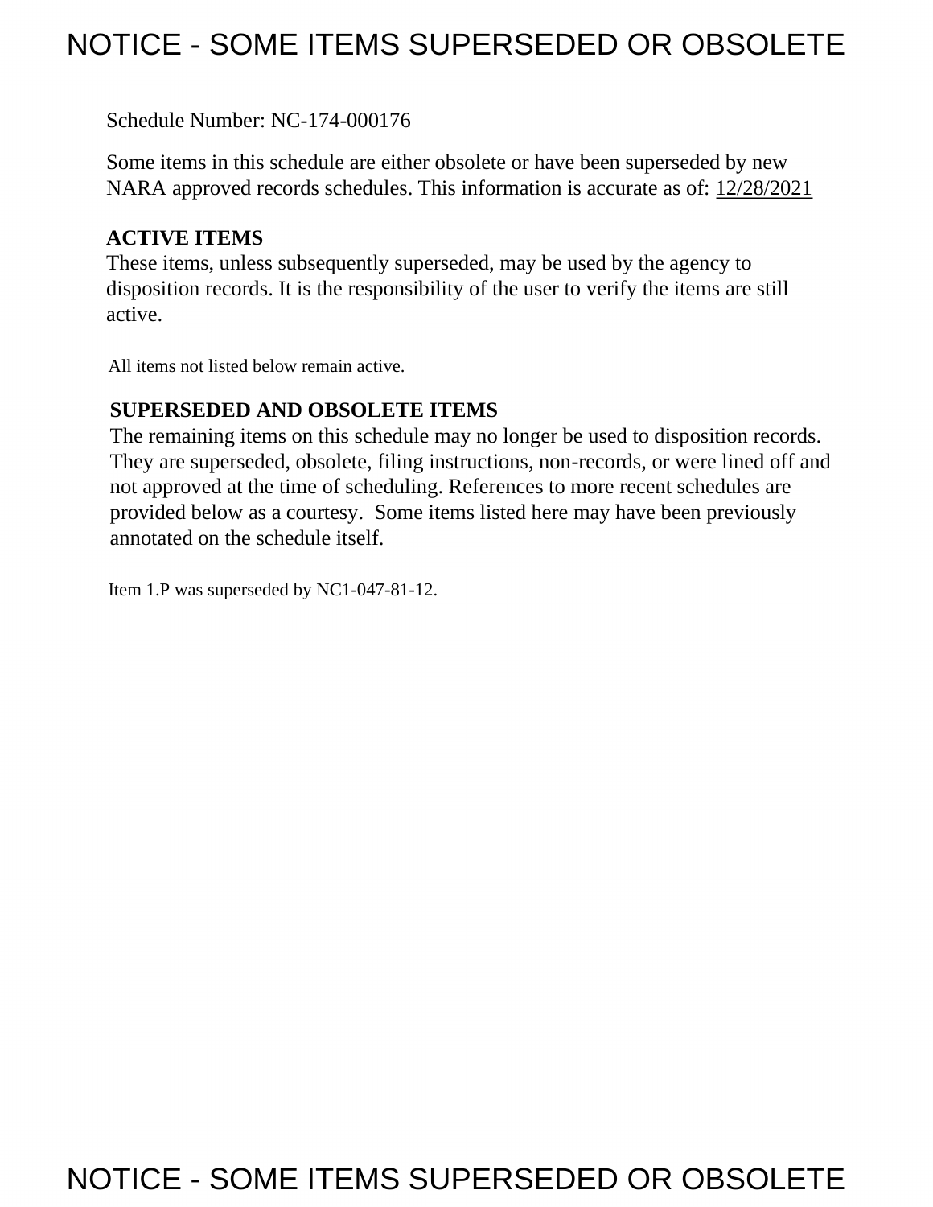# NOTICE - SOME ITEMS SUPERSEDED OR OBSOLETE

Schedule Number: NC-174-000176

Some items in this schedule are either obsolete or have been superseded by new NARA approved records schedules. This information is accurate as of: 12/28/2021

**ACTIVE ITEMS**
These items, unless subsequently superseded, may be used by the agency to disposition records. It is the responsibility of the user to verify the items are still active.

All items not listed below remain active.

**SUPERSEDED AND OBSOLETE ITEMS**
The remaining items on this schedule may no longer be used to disposition records. They are superseded, obsolete, filing instructions, non-records, or were lined off and not approved at the time of scheduling. References to more recent schedules are provided below as a courtesy. Some items listed here may have been previously annotated on the schedule itself.

Item 1.P was superseded by NC1-047-81-12.

# NOTICE - SOME ITEMS SUPERSEDED OR OBSOLETE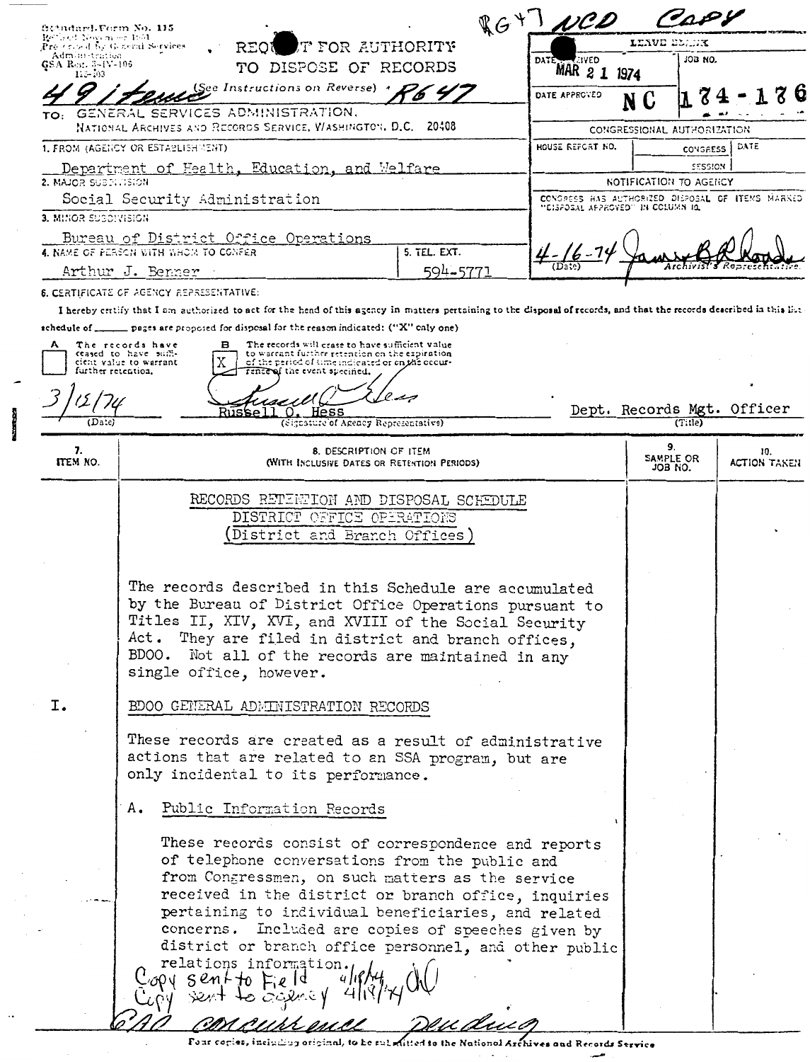RG47 NCD Copy

Standard Form No. 115
Revised November 1951
Prescribed by General Services Administration
GSA Reg. 3-IV-106
115-103

# REQUEST FOR AUTHORITY TO DISPOSE OF RECORDS

49 items (See Instructions on Reverse) R647

TO: GENERAL SERVICES ADMINISTRATION, NATIONAL ARCHIVES AND RECORDS SERVICE, WASHINGTON, D.C. 20408

| LEAVE BLANK | |
|---|---|
| DATE RECEIVED: MAR 21 1974 | JOB NO. |
| DATE APPROVED: NC | 174-176 |

CONGRESSIONAL AUTHORIZATION

| HOUSE REPORT NO. | CONGRESS / SESSION | DATE |
|---|---|---|
| | | |

NOTIFICATION TO AGENCY

CONGRESS HAS AUTHORIZED DISPOSAL OF ITEMS MARKED "DISPOSAL APPROVED" IN COLUMN 10.

4-16-74 (Date) — James B. Rhoads, Archivist's Representative

1. FROM (AGENCY OR ESTABLISHMENT): Department of Health, Education, and Welfare
2. MAJOR SUBDIVISION: Social Security Administration
3. MINOR SUBDIVISION: Bureau of District Office Operations
4. NAME OF PERSON WITH WHOM TO CONFER: Arthur J. Benner
5. TEL. EXT.: 594-5771

6. CERTIFICATE OF AGENCY REPRESENTATIVE:

I hereby certify that I am authorized to act for the head of this agency in matters pertaining to the disposal of records, and that the records described in this list or schedule of ______ pages are proposed for disposal for the reason indicated: ("X" only one)

- [ ] A — The records have ceased to have sufficient value to warrant further retention.
- [X] B — The records will cease to have sufficient value to warrant further retention on the expiration of the period of time indicated or on the occurrence of the event specified.

3/15/74 (Date) — Russell O. Hess (Signature of Agency Representative) — Dept. Records Mgt. Officer (Title)

| 7. ITEM NO. | 8. DESCRIPTION OF ITEM (WITH INCLUSIVE DATES OR RETENTION PERIODS) | 9. SAMPLE OR JOB NO. | 10. ACTION TAKEN |
|---|---|---|---|

RECORDS RETENTION AND DISPOSAL SCHEDULE
DISTRICT OFFICE OPERATIONS
(District and Branch Offices)

The records described in this Schedule are accumulated by the Bureau of District Office Operations pursuant to Titles II, XIV, XVI, and XVIII of the Social Security Act. They are filed in district and branch offices, BDOO. Not all of the records are maintained in any single office, however.

I. BDOO GENERAL ADMINISTRATION RECORDS

These records are created as a result of administrative actions that are related to an SSA program, but are only incidental to its performance.

A. Public Information Records

These records consist of correspondence and reports of telephone conversations from the public and from Congressmen, on such matters as the service received in the district or branch office, inquiries pertaining to individual beneficiaries, and related concerns. Included are copies of speeches given by district or branch office personnel, and other public relations information.

Copy sent to Field 4/18/74
Copy sent to agency 4/18/74

GAO concurrence pending

Four copies, including original, to be submitted to the National Archives and Records Service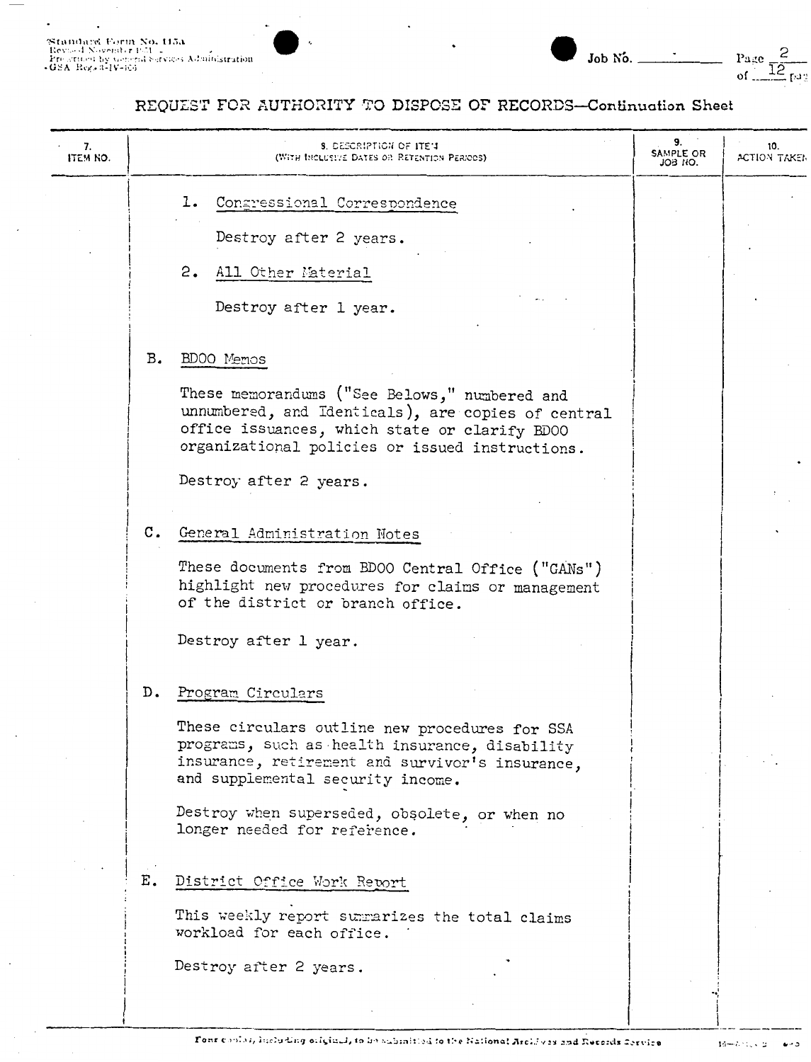Standard Form No. 115a
Revised November 1951
Prescribed by General Services Administration
GSA Reg. 3-IV-106

Job No. ______

## REQUEST FOR AUTHORITY TO DISPOSE OF RECORDS—Continuation Sheet

| 7. ITEM NO. | 8. DESCRIPTION OF ITEM (WITH INCLUSIVE DATES OR RETENTION PERIODS) | 9. SAMPLE OR JOB NO. | 10. ACTION TAKEN |
|---|---|---|---|
| | 1. Congressional Correspondence<br><br>Destroy after 2 years.<br><br>2. All Other Material<br><br>Destroy after 1 year.<br><br>B. BDOO Memos<br><br>These memorandums ("See Belows," numbered and unnumbered, and Identicals), are copies of central office issuances, which state or clarify BDOO organizational policies or issued instructions.<br><br>Destroy after 2 years.<br><br>C. General Administration Notes<br><br>These documents from BDOO Central Office ("GANs") highlight new procedures for claims or management of the district or branch office.<br><br>Destroy after 1 year.<br><br>D. Program Circulars<br><br>These circulars outline new procedures for SSA programs, such as health insurance, disability insurance, retirement and survivor's insurance, and supplemental security income.<br><br>Destroy when superseded, obsolete, or when no longer needed for reference.<br><br>E. District Office Work Report<br><br>This weekly report summarizes the total claims workload for each office.<br><br>Destroy after 2 years. | | |

Four copies, including original, to be submitted to the National Archives and Records Service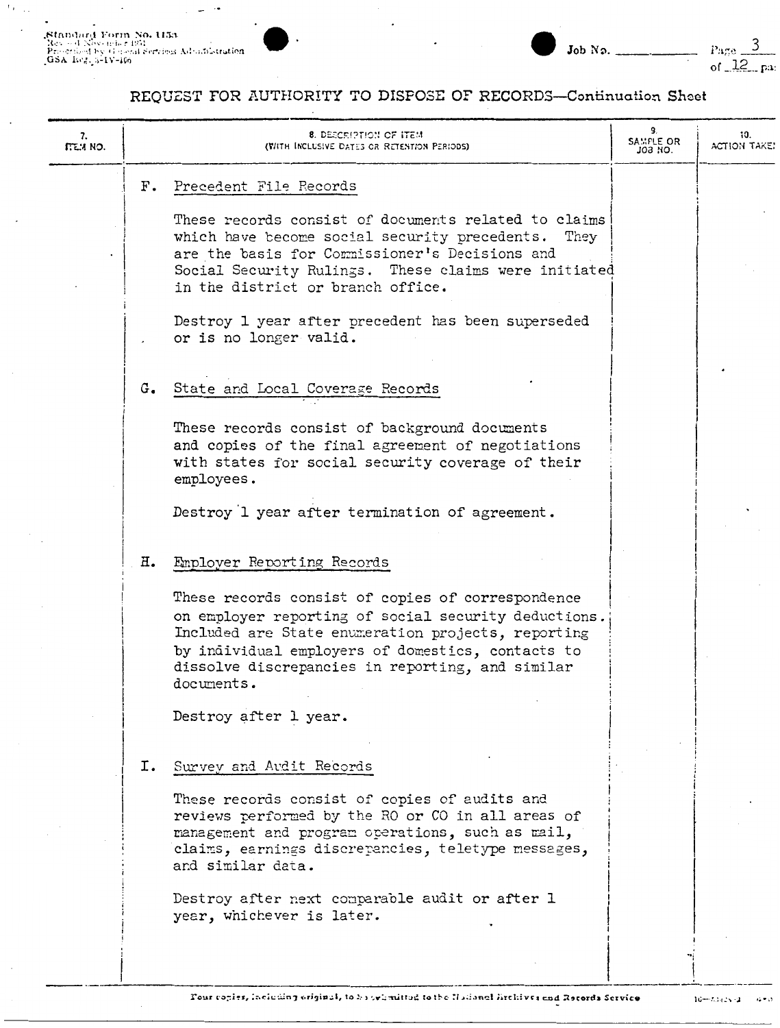REQUEST FOR AUTHORITY TO DISPOSE OF RECORDS—Continuation Sheet

| 7. ITEM NO. | 8. DESCRIPTION OF ITEM (WITH INCLUSIVE DATES OR RETENTION PERIODS) | 9. SAMPLE OR JOB NO. | 10. ACTION TAKEN |
|---|---|---|---|
| | F. Precedent File Records<br><br>These records consist of documents related to claims which have become social security precedents. They are the basis for Commissioner's Decisions and Social Security Rulings. These claims were initiated in the district or branch office.<br><br>Destroy 1 year after precedent has been superseded or is no longer valid. | | |
| | G. State and Local Coverage Records<br><br>These records consist of background documents and copies of the final agreement of negotiations with states for social security coverage of their employees.<br><br>Destroy 1 year after termination of agreement. | | |
| | H. Employer Reporting Records<br><br>These records consist of copies of correspondence on employer reporting of social security deductions. Included are State enumeration projects, reporting by individual employers of domestics, contacts to dissolve discrepancies in reporting, and similar documents.<br><br>Destroy after 1 year. | | |
| | I. Survey and Audit Records<br><br>These records consist of copies of audits and reviews performed by the RO or CO in all areas of management and program operations, such as mail, claims, earnings discrepancies, teletype messages, and similar data.<br><br>Destroy after next comparable audit or after 1 year, whichever is later. | | |

Four copies, including original, to be submitted to the National Archives and Records Service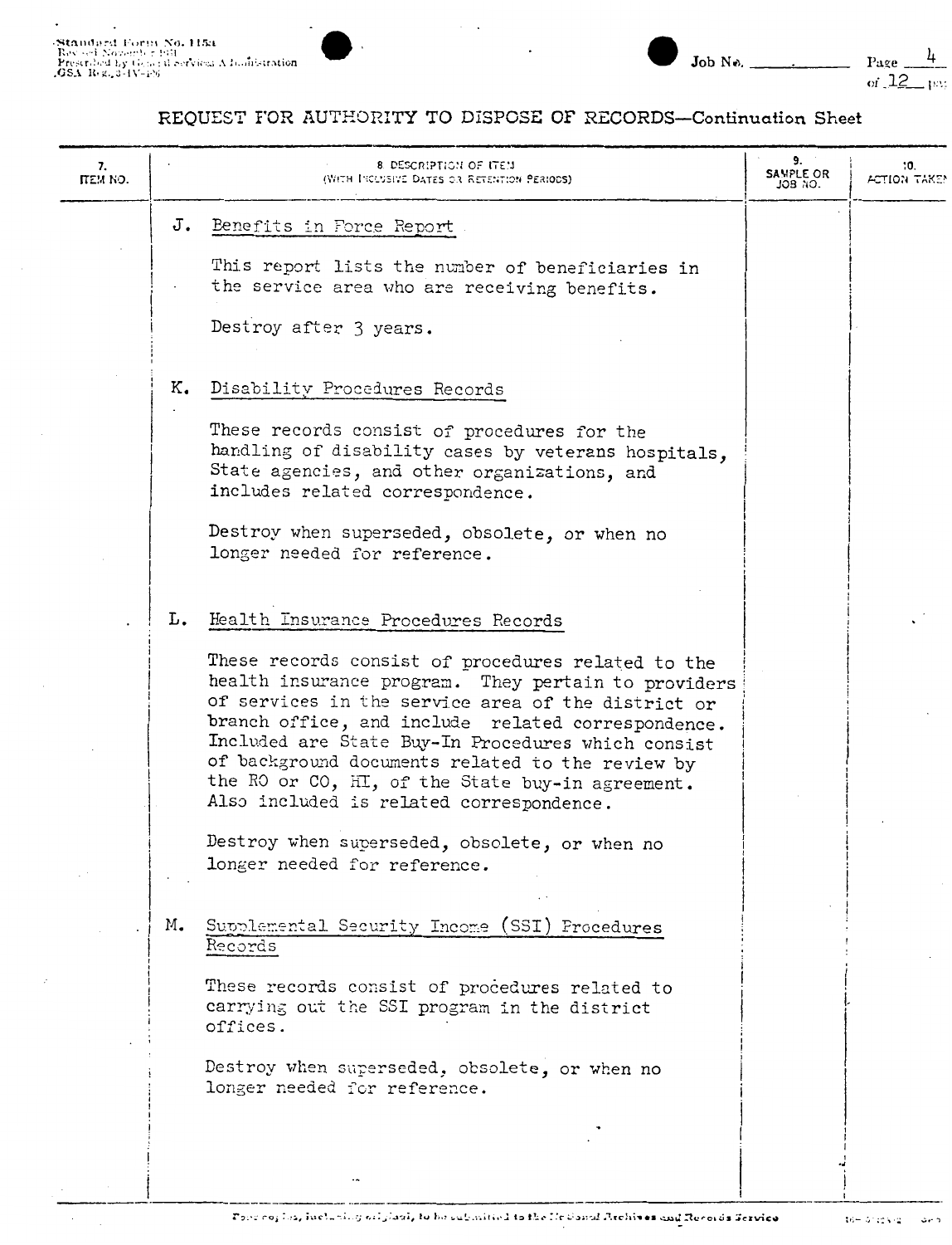**REQUEST FOR AUTHORITY TO DISPOSE OF RECORDS—Continuation Sheet**

| 7. ITEM NO. | 8. DESCRIPTION OF ITEM (WITH INCLUSIVE DATES OR RETENTION PERIODS) | 9. SAMPLE OR JOB NO. | 10. ACTION TAKEN |
|---|---|---|---|
| | J. Benefits in Force Report<br><br>This report lists the number of beneficiaries in the service area who are receiving benefits.<br><br>Destroy after 3 years. | | |
| | K. Disability Procedures Records<br><br>These records consist of procedures for the handling of disability cases by veterans hospitals, State agencies, and other organizations, and includes related correspondence.<br><br>Destroy when superseded, obsolete, or when no longer needed for reference. | | |
| | L. Health Insurance Procedures Records<br><br>These records consist of procedures related to the health insurance program. They pertain to providers of services in the service area of the district or branch office, and include related correspondence. Included are State Buy-In Procedures which consist of background documents related to the review by the RO or CO, HI, of the State buy-in agreement. Also included is related correspondence.<br><br>Destroy when superseded, obsolete, or when no longer needed for reference. | | |
| | M. Supplemental Security Income (SSI) Procedures Records<br><br>These records consist of procedures related to carrying out the SSI program in the district offices.<br><br>Destroy when superseded, obsolete, or when no longer needed for reference. | | |

Four copies, including original, to be submitted to the National Archives and Records Service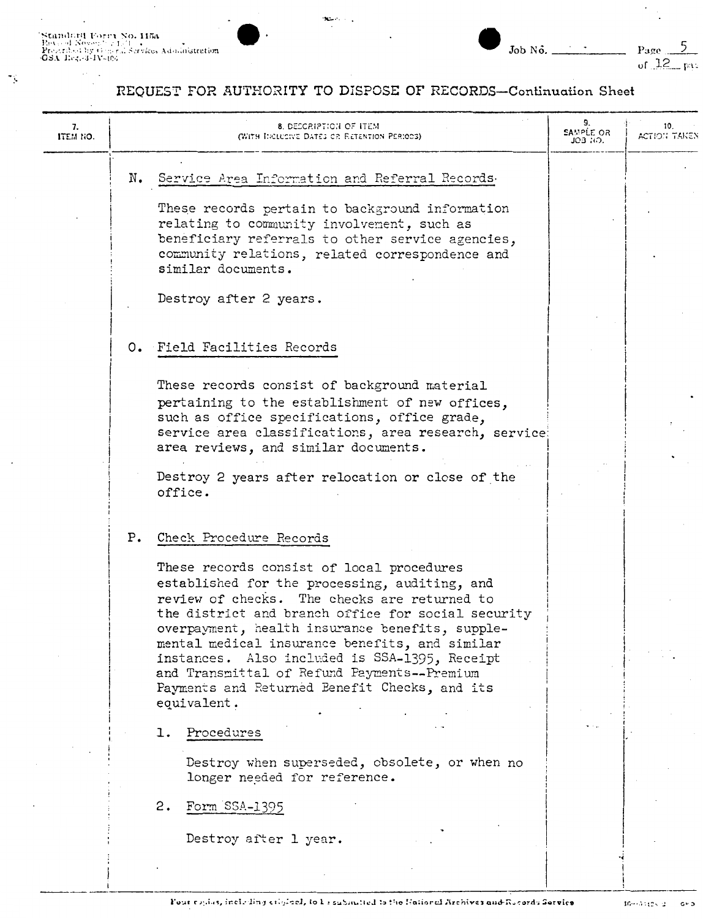REQUEST FOR AUTHORITY TO DISPOSE OF RECORDS—Continuation Sheet

| 7. ITEM NO. | 8. DESCRIPTION OF ITEM (WITH INCLUSIVE DATES OR RETENTION PERIODS) | 9. SAMPLE OR JOB NO. | 10. ACTION TAKEN |
|---|---|---|---|

N. Service Area Information and Referral Records

These records pertain to background information relating to community involvement, such as beneficiary referrals to other service agencies, community relations, related correspondence and similar documents.

Destroy after 2 years.

O. Field Facilities Records

These records consist of background material pertaining to the establishment of new offices, such as office specifications, office grade, service area classifications, area research, service area reviews, and similar documents.

Destroy 2 years after relocation or close of the office.

P. Check Procedure Records

These records consist of local procedures established for the processing, auditing, and review of checks. The checks are returned to the district and branch office for social security overpayment, health insurance benefits, supplemental medical insurance benefits, and similar instances. Also included is SSA-1395, Receipt and Transmittal of Refund Payments--Premium Payments and Returned Benefit Checks, and its equivalent.

1. Procedures

   Destroy when superseded, obsolete, or when no longer needed for reference.

2. Form SSA-1395

   Destroy after 1 year.

Four copies, including original, to be submitted to the National Archives and Records Service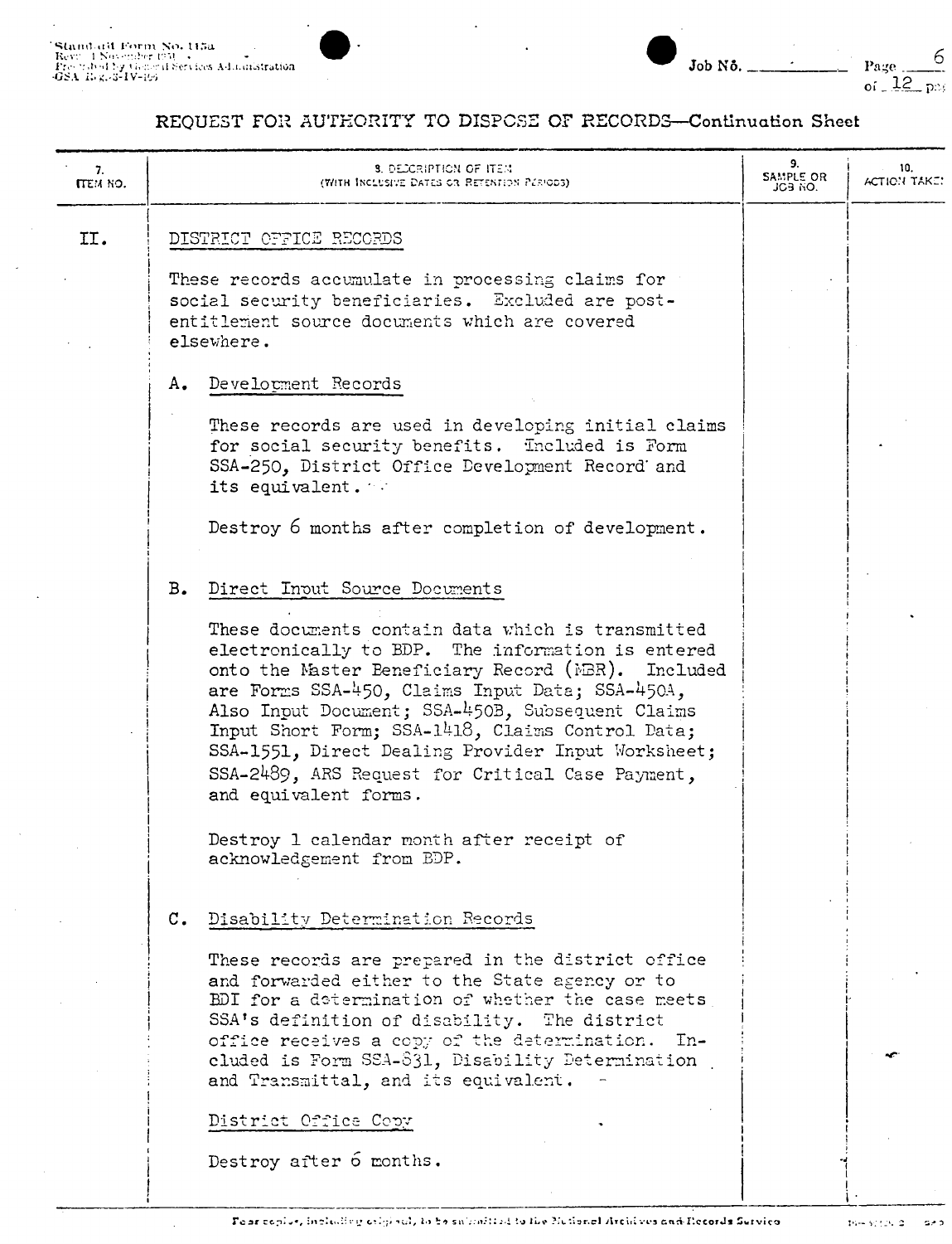## REQUEST FOR AUTHORITY TO DISPOSE OF RECORDS—Continuation Sheet

| 7. ITEM NO. | 8. DESCRIPTION OF ITEM (WITH INCLUSIVE DATES OR RETENTION PERIODS) | 9. SAMPLE OR JOB NO. | 10. ACTION TAKEN |
|---|---|---|---|
| II. | DISTRICT OFFICE RECORDS | | |
| | These records accumulate in processing claims for social security beneficiaries. Excluded are post-entitlement source documents which are covered elsewhere. | | |
| | A. Development Records | | |
| | These records are used in developing initial claims for social security benefits. Included is Form SSA-250, District Office Development Record and its equivalent. | | |
| | Destroy 6 months after completion of development. | | |
| | B. Direct Input Source Documents | | |
| | These documents contain data which is transmitted electronically to BDP. The information is entered onto the Master Beneficiary Record (MBR). Included are Forms SSA-450, Claims Input Data; SSA-450A, Also Input Document; SSA-450B, Subsequent Claims Input Short Form; SSA-1418, Claims Control Data; SSA-1551, Direct Dealing Provider Input Worksheet; SSA-2489, ARS Request for Critical Case Payment, and equivalent forms. | | |
| | Destroy 1 calendar month after receipt of acknowledgement from BDP. | | |
| | C. Disability Determination Records | | |
| | These records are prepared in the district office and forwarded either to the State agency or to BDI for a determination of whether the case meets SSA's definition of disability. The district office receives a copy of the determination. Included is Form SSA-831, Disability Determination and Transmittal, and its equivalent. | | |
| | District Office Copy | | |
| | Destroy after 6 months. | | |

Four copies, including original, to be submitted to the National Archives and Records Service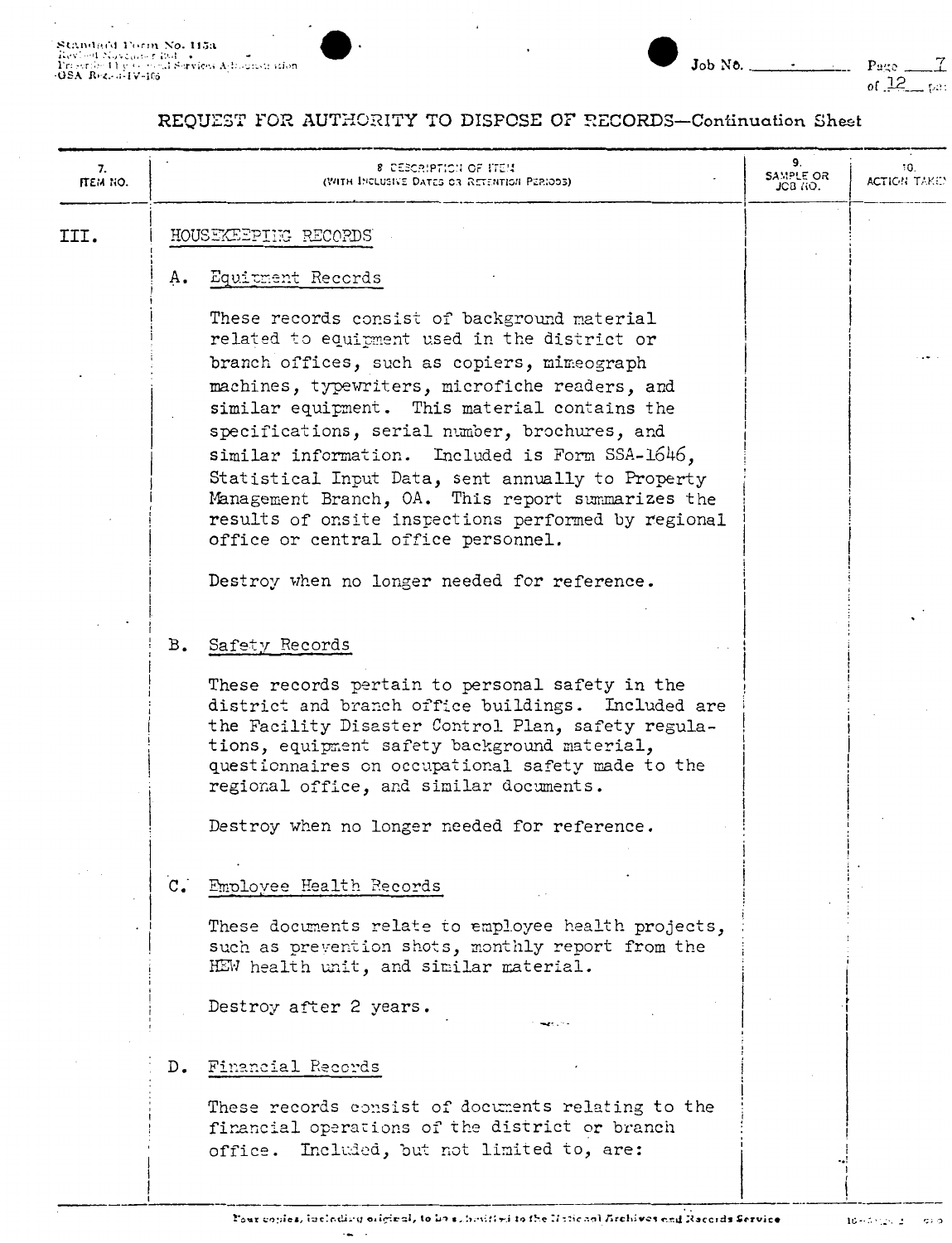## REQUEST FOR AUTHORITY TO DISPOSE OF RECORDS—Continuation Sheet

| 7. ITEM NO. | 8. DESCRIPTION OF ITEM (WITH INCLUSIVE DATES OR RETENTION PERIODS) | 9. SAMPLE OR JOB NO. | 10. ACTION TAKEN |
|---|---|---|---|
| III. | HOUSEKEEPING RECORDS | | |

### III. HOUSEKEEPING RECORDS

#### A. Equipment Records

These records consist of background material related to equipment used in the district or branch offices, such as copiers, mimeograph machines, typewriters, microfiche readers, and similar equipment. This material contains the specifications, serial number, brochures, and similar information. Included is Form SSA-1646, Statistical Input Data, sent annually to Property Management Branch, OA. This report summarizes the results of onsite inspections performed by regional office or central office personnel.

Destroy when no longer needed for reference.

#### B. Safety Records

These records pertain to personal safety in the district and branch office buildings. Included are the Facility Disaster Control Plan, safety regulations, equipment safety background material, questionnaires on occupational safety made to the regional office, and similar documents.

Destroy when no longer needed for reference.

#### C. Employee Health Records

These documents relate to employee health projects, such as prevention shots, monthly report from the HEW health unit, and similar material.

Destroy after 2 years.

#### D. Financial Records

These records consist of documents relating to the financial operations of the district or branch office. Included, but not limited to, are:

Four copies, including original, to be submitted to the National Archives and Records Service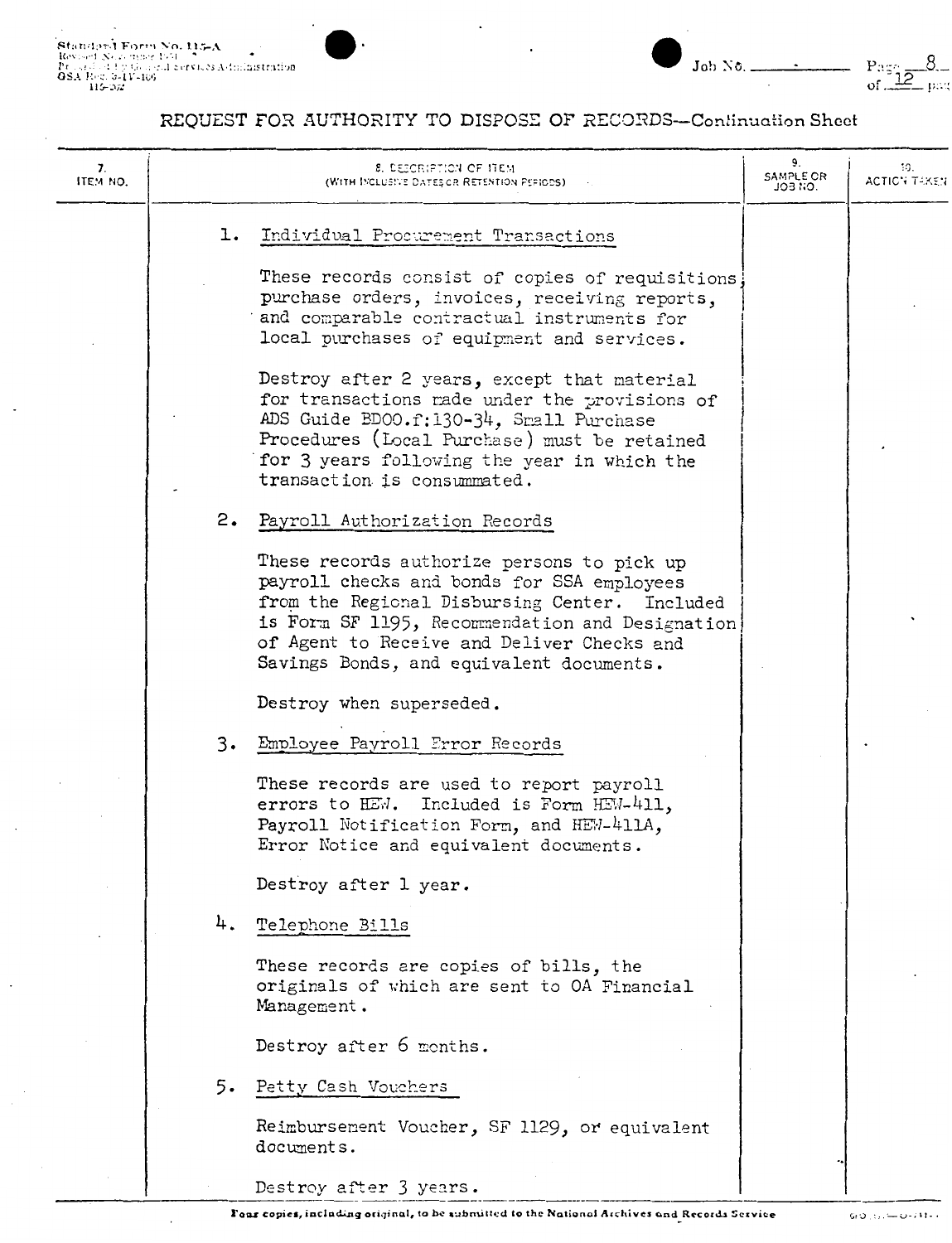## REQUEST FOR AUTHORITY TO DISPOSE OF RECORDS—Continuation Sheet

| 7. ITEM NO. | 8. DESCRIPTION OF ITEM (WITH INCLUSIVE DATES OR RETENTION PERIODS) | 9. SAMPLE OR JOB NO. | 10. ACTION TAKEN |
|---|---|---|---|

1. Individual Procurement Transactions

   These records consist of copies of requisitions, purchase orders, invoices, receiving reports, and comparable contractual instruments for local purchases of equipment and services.

   Destroy after 2 years, except that material for transactions made under the provisions of ADS Guide BD00.f:130-34, Small Purchase Procedures (Local Purchase) must be retained for 3 years following the year in which the transaction is consummated.

2. Payroll Authorization Records

   These records authorize persons to pick up payroll checks and bonds for SSA employees from the Regional Disbursing Center. Included is Form SF 1195, Recommendation and Designation of Agent to Receive and Deliver Checks and Savings Bonds, and equivalent documents.

   Destroy when superseded.

3. Employee Payroll Error Records

   These records are used to report payroll errors to HEW. Included is Form HEW-411, Payroll Notification Form, and HEW-411A, Error Notice and equivalent documents.

   Destroy after 1 year.

4. Telephone Bills

   These records are copies of bills, the originals of which are sent to OA Financial Management.

   Destroy after 6 months.

5. Petty Cash Vouchers

   Reimbursement Voucher, SF 1129, or equivalent documents.

   Destroy after 3 years.

Four copies, including original, to be submitted to the National Archives and Records Service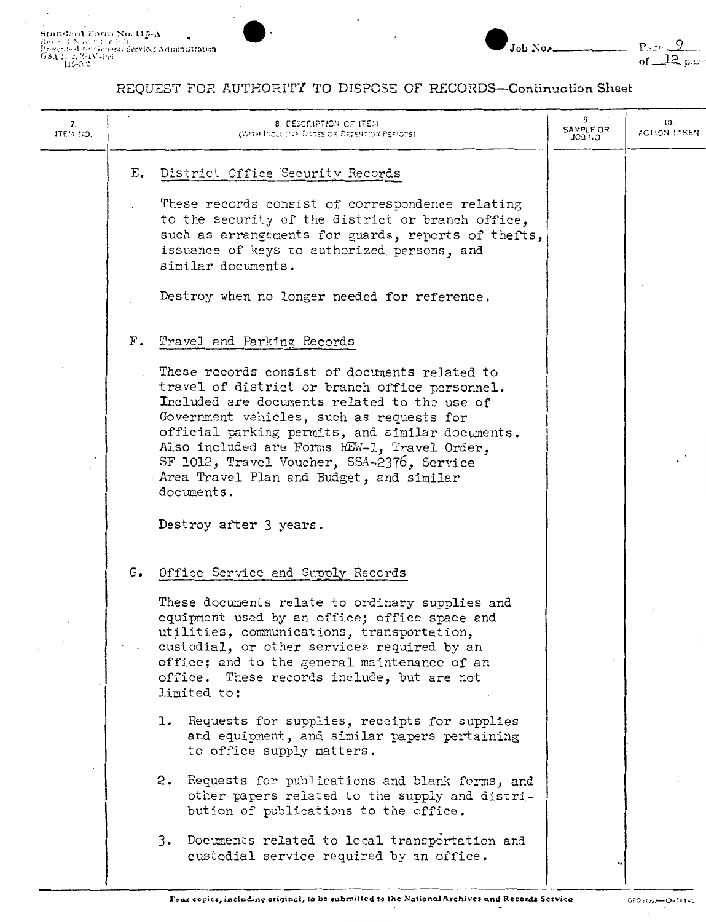REQUEST FOR AUTHORITY TO DISPOSE OF RECORDS—Continuation Sheet

| 7. ITEM NO. | 8. DESCRIPTION OF ITEM (WITH INCLUSIVE DATES OR RETENTION PERIODS) | 9. SAMPLE OR JOB NO. | 10. ACTION TAKEN |
|---|---|---|---|

E. District Office Security Records

These records consist of correspondence relating to the security of the district or branch office, such as arrangements for guards, reports of thefts, issuance of keys to authorized persons, and similar documents.

Destroy when no longer needed for reference.

F. Travel and Parking Records

These records consist of documents related to travel of district or branch office personnel. Included are documents related to the use of Government vehicles, such as requests for official parking permits, and similar documents. Also included are Forms HEW-1, Travel Order, SF 1012, Travel Voucher, SSA-2376, Service Area Travel Plan and Budget, and similar documents.

Destroy after 3 years.

G. Office Service and Supply Records

These documents relate to ordinary supplies and equipment used by an office; office space and utilities, communications, transportation, custodial, or other services required by an office; and to the general maintenance of an office. These records include, but are not limited to:

1. Requests for supplies, receipts for supplies and equipment, and similar papers pertaining to office supply matters.

2. Requests for publications and blank forms, and other papers related to the supply and distribution of publications to the office.

3. Documents related to local transportation and custodial service required by an office.

Four copies, including original, to be submitted to the National Archives and Records Service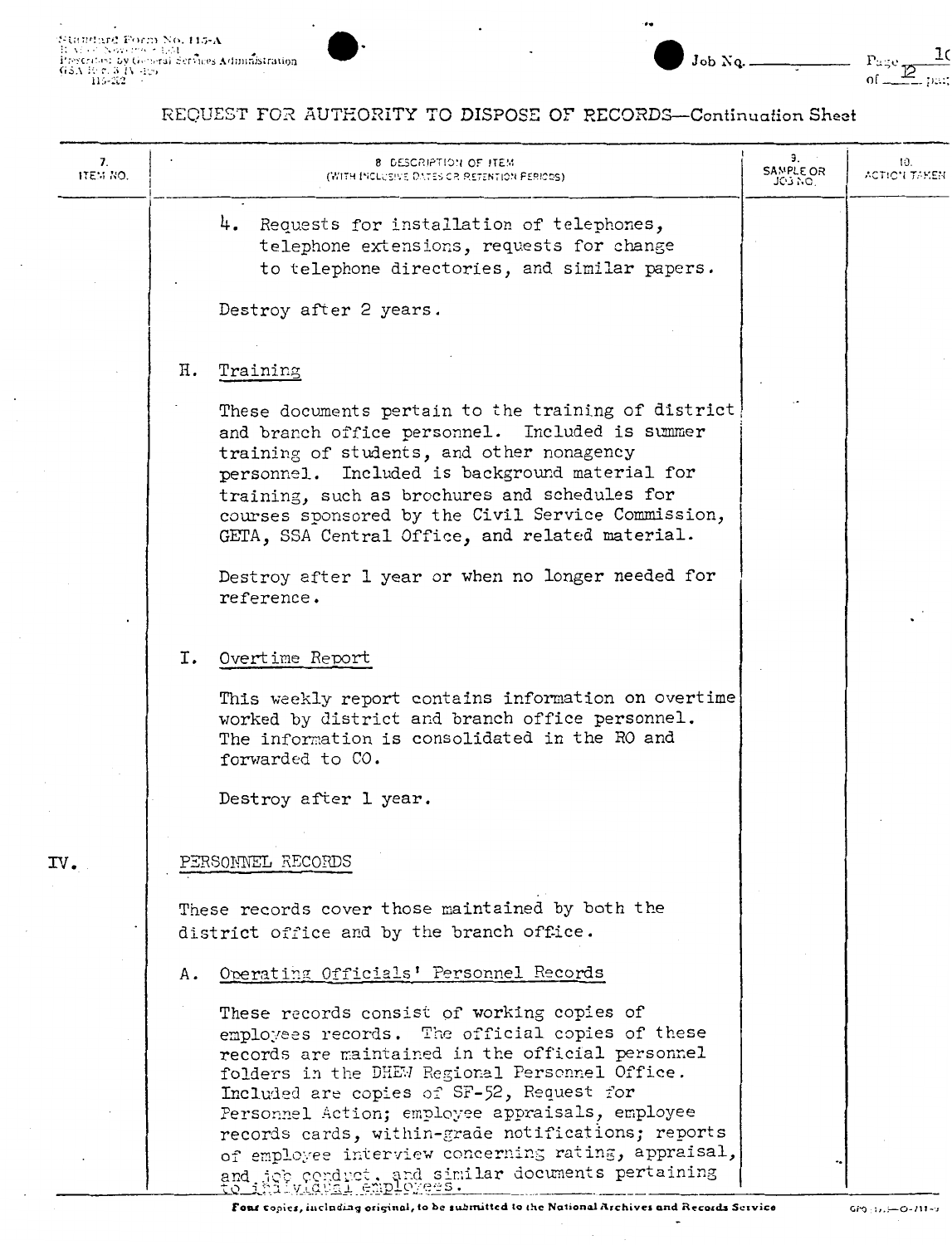## REQUEST FOR AUTHORITY TO DISPOSE OF RECORDS—Continuation Sheet

| 7. ITEM NO. | 8. DESCRIPTION OF ITEM (WITH INCLUSIVE DATES OR RETENTION PERIODS) | 9. SAMPLE OR JOB NO. | 10. ACTION TAKEN |
|---|---|---|---|

4. Requests for installation of telephones, telephone extensions, requests for change to telephone directories, and similar papers.

   Destroy after 2 years.

H. Training

   These documents pertain to the training of district and branch office personnel. Included is summer training of students, and other nonagency personnel. Included is background material for training, such as brochures and schedules for courses sponsored by the Civil Service Commission, GETA, SSA Central Office, and related material.

   Destroy after 1 year or when no longer needed for reference.

I. Overtime Report

   This weekly report contains information on overtime worked by district and branch office personnel. The information is consolidated in the RO and forwarded to CO.

   Destroy after 1 year.

IV. PERSONNEL RECORDS

These records cover those maintained by both the district office and by the branch office.

A. Operating Officials' Personnel Records

   These records consist of working copies of employees records. The official copies of these records are maintained in the official personnel folders in the DHEW Regional Personnel Office. Included are copies of SF-52, Request for Personnel Action; employee appraisals, employee records cards, within-grade notifications; reports of employee interview concerning rating, appraisal, and job conduct, and similar documents pertaining to individual employees.

Four copies, including original, to be submitted to the National Archives and Records Service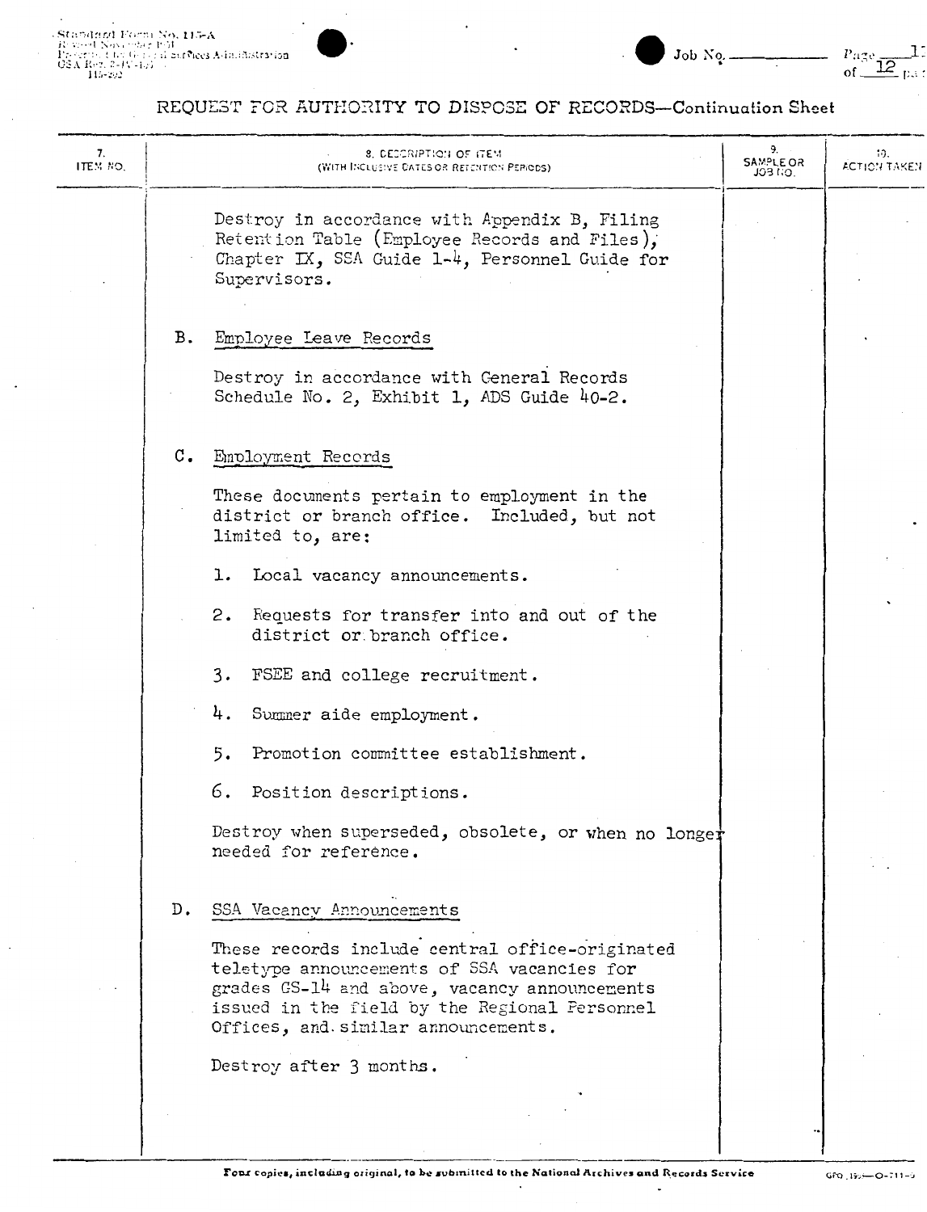## REQUEST FOR AUTHORITY TO DISPOSE OF RECORDS—Continuation Sheet

| 7. ITEM NO. | 8. DESCRIPTION OF ITEM (WITH INCLUSIVE DATES OR RETENTION PERIODS) | 9. SAMPLE OR JOB NO. | 10. ACTION TAKEN |
|---|---|---|---|

Destroy in accordance with Appendix B, Filing Retention Table (Employee Records and Files), Chapter IX, SSA Guide 1-4, Personnel Guide for Supervisors.

B. Employee Leave Records

Destroy in accordance with General Records Schedule No. 2, Exhibit 1, ADS Guide 40-2.

C. Employment Records

These documents pertain to employment in the district or branch office. Included, but not limited to, are:

1. Local vacancy announcements.
2. Requests for transfer into and out of the district or branch office.
3. FSEE and college recruitment.
4. Summer aide employment.
5. Promotion committee establishment.
6. Position descriptions.

Destroy when superseded, obsolete, or when no longer needed for reference.

D. SSA Vacancy Announcements

These records include central office-originated teletype announcements of SSA vacancies for grades GS-14 and above, vacancy announcements issued in the field by the Regional Personnel Offices, and similar announcements.

Destroy after 3 months.

Four copies, including original, to be submitted to the National Archives and Records Service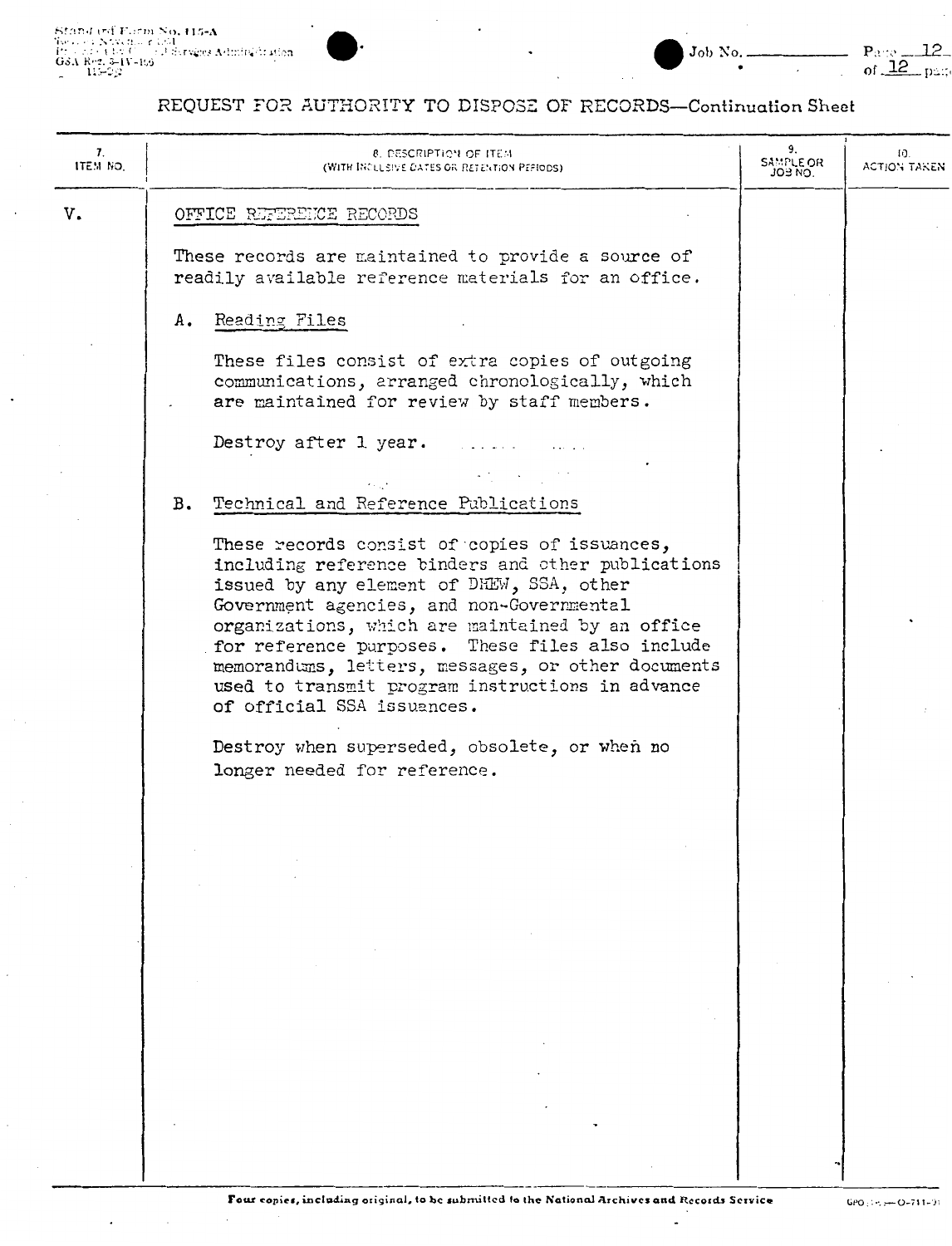## REQUEST FOR AUTHORITY TO DISPOSE OF RECORDS—Continuation Sheet

| 7. ITEM NO. | 8. DESCRIPTION OF ITEM (WITH INCLUSIVE DATES OR RETENTION PERIODS) | 9. SAMPLE OR JOB NO. | 10. ACTION TAKEN |
|---|---|---|---|
| V. | OFFICE REFERENCE RECORDS<br><br>These records are maintained to provide a source of readily available reference materials for an office.<br><br>A. Reading Files<br><br>These files consist of extra copies of outgoing communications, arranged chronologically, which are maintained for review by staff members.<br><br>Destroy after 1 year.<br><br>B. Technical and Reference Publications<br><br>These records consist of copies of issuances, including reference binders and other publications issued by any element of DHEW, SSA, other Government agencies, and non-Governmental organizations, which are maintained by an office for reference purposes. These files also include memorandums, letters, messages, or other documents used to transmit program instructions in advance of official SSA issuances.<br><br>Destroy when superseded, obsolete, or when no longer needed for reference. | | |

Four copies, including original, to be submitted to the National Archives and Records Service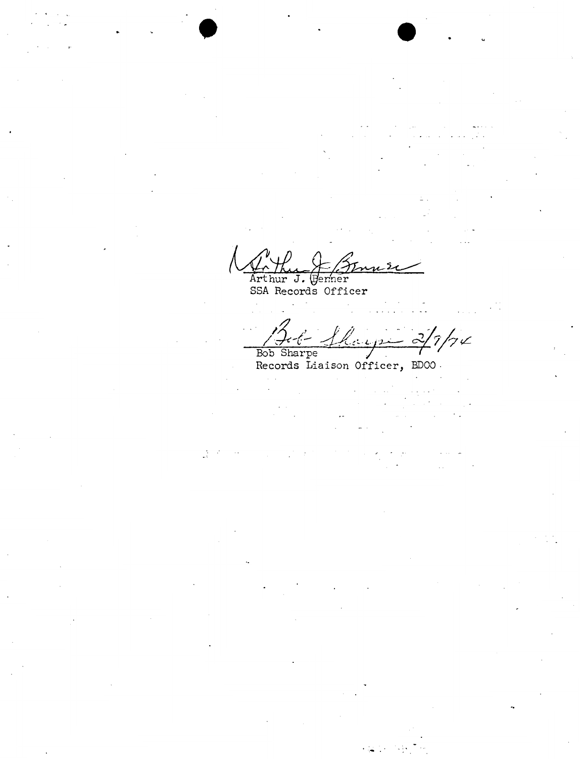Arthur J. Benner
SSA Records Officer

2/7/74

Bob Sharpe
Records Liaison Officer, BDOO